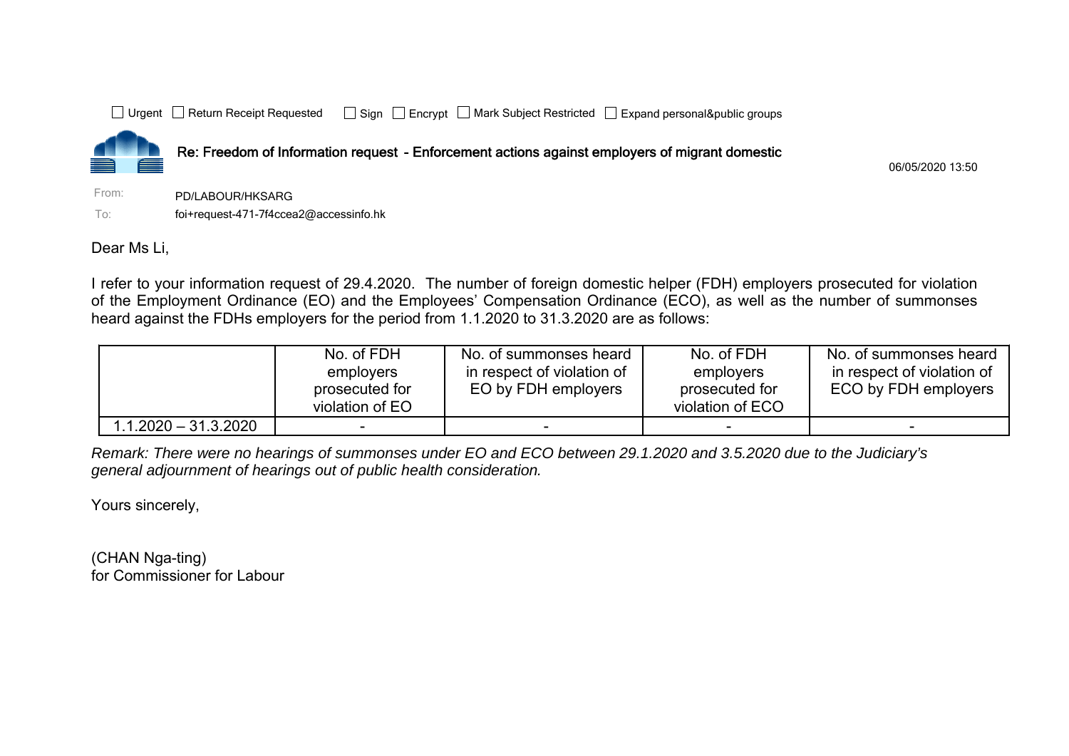☐ Urgent ☐ Return Receipt Requested ☐ Sign ☐ Encrypt ☐ Mark Subject Restricted ☐ Expand personal&public groups

**Re: Freedom of Information request - Enforcement actions against employers of migrant domestic**

06/05/2020 13:50

From: PD/LABOUR/HKSARG

To: foi+request-471-7f4ccea2@accessinfo.hk

Dear Ms Li,

I refer to your information request of 29.4.2020. The number of foreign domestic helper (FDH) employers prosecuted for violation of the Employment Ordinance (EO) and the Employees' Compensation Ordinance (ECO), as well as the number of summonses heard against the FDHs employers for the period from 1.1.2020 to 31.3.2020 are as follows:

| | No. of FDH employers prosecuted for violation of EO | No. of summonses heard in respect of violation of EO by FDH employers | No. of FDH employers prosecuted for violation of ECO | No. of summonses heard in respect of violation of ECO by FDH employers |
|---|---|---|---|---|
| 1.1.2020 – 31.3.2020 | - | - | - | - |

*Remark: There were no hearings of summonses under EO and ECO between 29.1.2020 and 3.5.2020 due to the Judiciary's general adjournment of hearings out of public health consideration.*

Yours sincerely,

(CHAN Nga-ting)
for Commissioner for Labour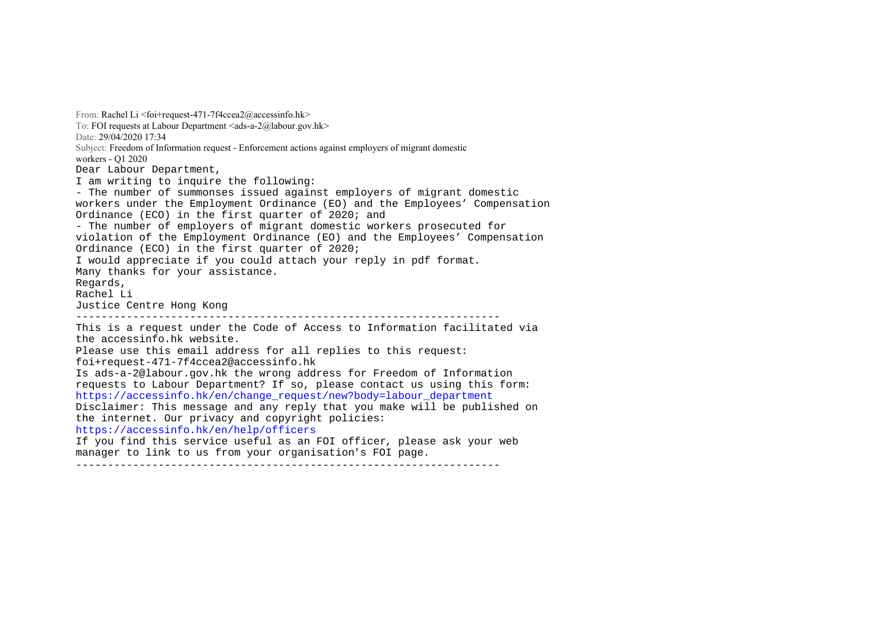From: Rachel Li <foi+request-471-7f4ccea2@accessinfo.hk>
To: FOI requests at Labour Department <ads-a-2@labour.gov.hk>
Date: 29/04/2020 17:34
Subject: Freedom of Information request - Enforcement actions against employers of migrant domestic workers - Q1 2020

Dear Labour Department,

I am writing to inquire the following:

- The number of summonses issued against employers of migrant domestic workers under the Employment Ordinance (EO) and the Employees' Compensation Ordinance (ECO) in the first quarter of 2020; and
- The number of employers of migrant domestic workers prosecuted for violation of the Employment Ordinance (EO) and the Employees' Compensation Ordinance (ECO) in the first quarter of 2020;

I would appreciate if you could attach your reply in pdf format.

Many thanks for your assistance.

Regards,

Rachel Li

Justice Centre Hong Kong

-------------------------------------------------------------------

This is a request under the Code of Access to Information facilitated via the accessinfo.hk website.

Please use this email address for all replies to this request:
foi+request-471-7f4ccea2@accessinfo.hk

Is ads-a-2@labour.gov.hk the wrong address for Freedom of Information requests to Labour Department? If so, please contact us using this form:
https://accessinfo.hk/en/change_request/new?body=labour_department

Disclaimer: This message and any reply that you make will be published on the internet. Our privacy and copyright policies:
https://accessinfo.hk/en/help/officers

If you find this service useful as an FOI officer, please ask your web manager to link to us from your organisation's FOI page.

-------------------------------------------------------------------